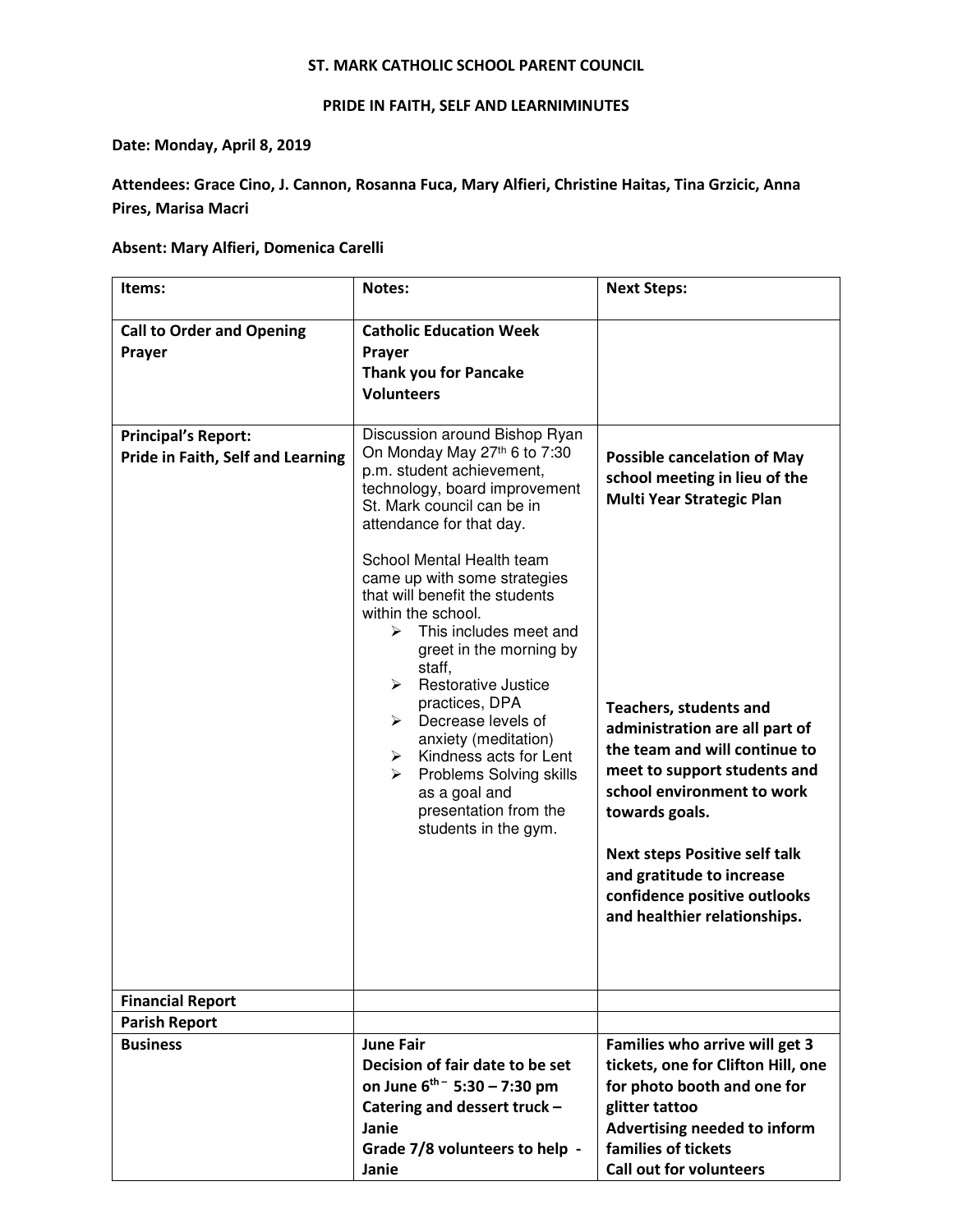**ST. MARK CATHOLIC SCHOOL PARENT COUNCIL**

**PRIDE IN FAITH, SELF AND LEARNIMINUTES**

**Date: Monday, April 8, 2019**

**Attendees: Grace Cino, J. Cannon, Rosanna Fuca, Mary Alfieri, Christine Haitas, Tina Grzicic, Anna Pires, Marisa Macri**

**Absent: Mary Alfieri, Domenica Carelli**

| **Items:** | **Notes:** | **Next Steps:** |
|---|---|---|
| **Call to Order and Opening Prayer** | **Catholic Education Week Prayer**<br>**Thank you for Pancake Volunteers** | |
| **Principal's Report:**<br>**Pride in Faith, Self and Learning** | Discussion around Bishop Ryan On Monday May 27th 6 to 7:30 p.m. student achievement, technology, board improvement St. Mark council can be in attendance for that day.<br><br>School Mental Health team came up with some strategies that will benefit the students within the school.<br>➢ This includes meet and greet in the morning by staff,<br>➢ Restorative Justice practices, DPA<br>➢ Decrease levels of anxiety (meditation)<br>➢ Kindness acts for Lent<br>➢ Problems Solving skills as a goal and presentation from the students in the gym. | **Possible cancelation of May school meeting in lieu of the Multi Year Strategic Plan**<br><br>**Teachers, students and administration are all part of the team and will continue to meet to support students and school environment to work towards goals.**<br><br>**Next steps Positive self talk and gratitude to increase confidence positive outlooks and healthier relationships.** |
| **Financial Report** | | |
| **Parish Report** | | |
| **Business** | **June Fair**<br>**Decision of fair date to be set on June 6th – 5:30 – 7:30 pm**<br>**Catering and dessert truck – Janie**<br>**Grade 7/8 volunteers to help - Janie** | **Families who arrive will get 3 tickets, one for Clifton Hill, one for photo booth and one for glitter tattoo**<br>**Advertising needed to inform families of tickets**<br>**Call out for volunteers** |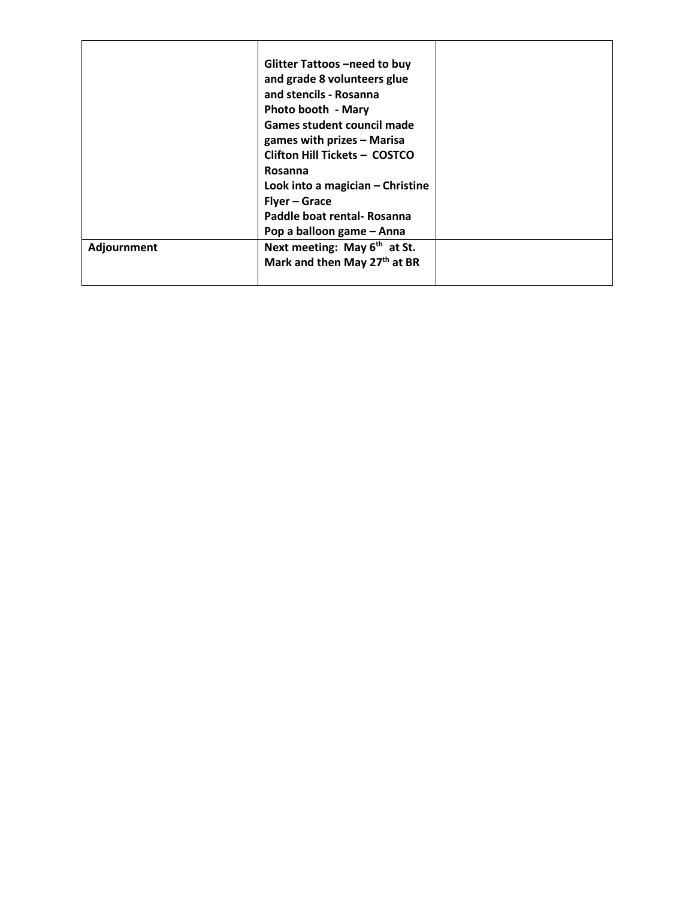| | | |
|---|---|---|
| | **Glitter Tattoos –need to buy and grade 8 volunteers glue and stencils - Rosanna**<br>**Photo booth - Mary**<br>**Games student council made games with prizes – Marisa**<br>**Clifton Hill Tickets – COSTCO Rosanna**<br>**Look into a magician – Christine**<br>**Flyer – Grace**<br>**Paddle boat rental- Rosanna**<br>**Pop a balloon game – Anna** | |
| **Adjournment** | **Next meeting: May 6th at St. Mark and then May 27th at BR** | |